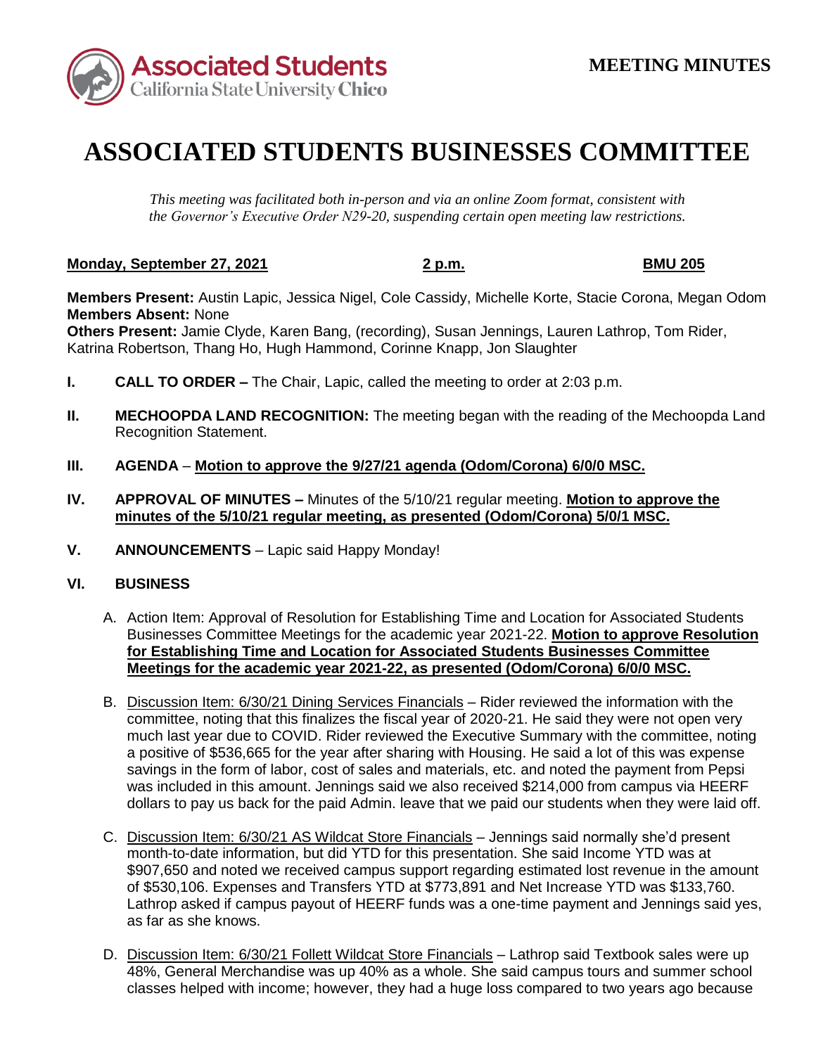**MEETING MINUTES**

# ASSOCIATED STUDENTS BUSINESSES COMMITTEE

*This meeting was facilitated both in-person and via an online Zoom format, consistent with the Governor's Executive Order N29-20, suspending certain open meeting law restrictions.*

**Monday, September 27, 2021** **2 p.m.** **BMU 205**

**Members Present:** Austin Lapic, Jessica Nigel, Cole Cassidy, Michelle Korte, Stacie Corona, Megan Odom
**Members Absent:** None
**Others Present:** Jamie Clyde, Karen Bang, (recording), Susan Jennings, Lauren Lathrop, Tom Rider, Katrina Robertson, Thang Ho, Hugh Hammond, Corinne Knapp, Jon Slaughter

**I. CALL TO ORDER –** The Chair, Lapic, called the meeting to order at 2:03 p.m.

**II. MECHOOPDA LAND RECOGNITION:** The meeting began with the reading of the Mechoopda Land Recognition Statement.

**III. AGENDA** – **Motion to approve the 9/27/21 agenda (Odom/Corona) 6/0/0 MSC.**

**IV. APPROVAL OF MINUTES –** Minutes of the 5/10/21 regular meeting. **Motion to approve the minutes of the 5/10/21 regular meeting, as presented (Odom/Corona) 5/0/1 MSC.**

**V. ANNOUNCEMENTS** – Lapic said Happy Monday!

**VI. BUSINESS**

A. Action Item: Approval of Resolution for Establishing Time and Location for Associated Students Businesses Committee Meetings for the academic year 2021-22. **Motion to approve Resolution for Establishing Time and Location for Associated Students Businesses Committee Meetings for the academic year 2021-22, as presented (Odom/Corona) 6/0/0 MSC.**

B. Discussion Item: 6/30/21 Dining Services Financials – Rider reviewed the information with the committee, noting that this finalizes the fiscal year of 2020-21. He said they were not open very much last year due to COVID. Rider reviewed the Executive Summary with the committee, noting a positive of $536,665 for the year after sharing with Housing. He said a lot of this was expense savings in the form of labor, cost of sales and materials, etc. and noted the payment from Pepsi was included in this amount. Jennings said we also received $214,000 from campus via HEERF dollars to pay us back for the paid Admin. leave that we paid our students when they were laid off.

C. Discussion Item: 6/30/21 AS Wildcat Store Financials – Jennings said normally she'd present month-to-date information, but did YTD for this presentation. She said Income YTD was at $907,650 and noted we received campus support regarding estimated lost revenue in the amount of $530,106. Expenses and Transfers YTD at $773,891 and Net Increase YTD was $133,760. Lathrop asked if campus payout of HEERF funds was a one-time payment and Jennings said yes, as far as she knows.

D. Discussion Item: 6/30/21 Follett Wildcat Store Financials – Lathrop said Textbook sales were up 48%, General Merchandise was up 40% as a whole. She said campus tours and summer school classes helped with income; however, they had a huge loss compared to two years ago because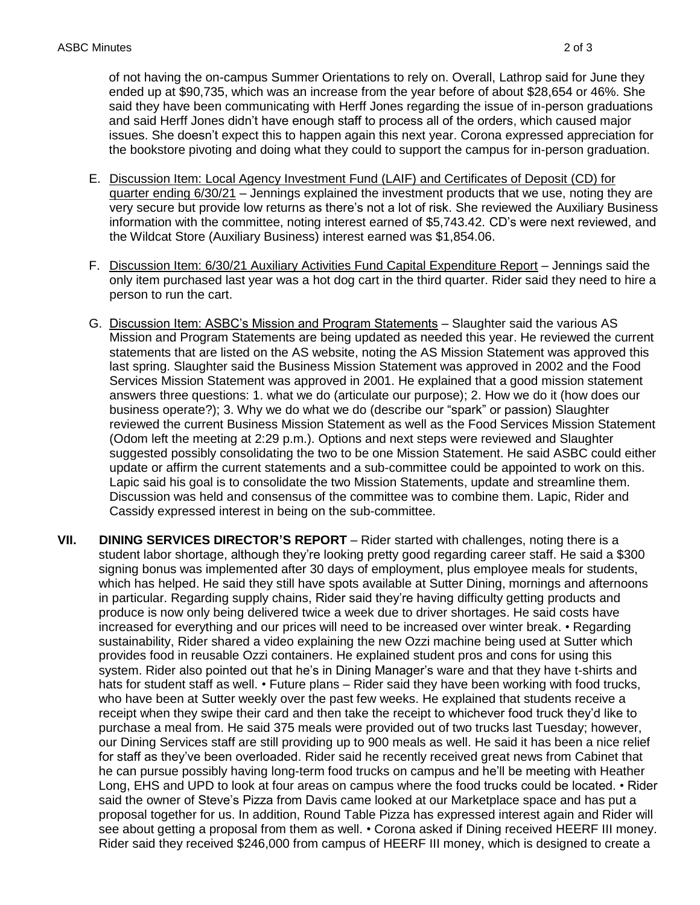of not having the on-campus Summer Orientations to rely on. Overall, Lathrop said for June they ended up at $90,735, which was an increase from the year before of about $28,654 or 46%. She said they have been communicating with Herff Jones regarding the issue of in-person graduations and said Herff Jones didn't have enough staff to process all of the orders, which caused major issues. She doesn't expect this to happen again this next year. Corona expressed appreciation for the bookstore pivoting and doing what they could to support the campus for in-person graduation.

E. Discussion Item: Local Agency Investment Fund (LAIF) and Certificates of Deposit (CD) for quarter ending 6/30/21 – Jennings explained the investment products that we use, noting they are very secure but provide low returns as there's not a lot of risk. She reviewed the Auxiliary Business information with the committee, noting interest earned of $5,743.42. CD's were next reviewed, and the Wildcat Store (Auxiliary Business) interest earned was $1,854.06.

F. Discussion Item: 6/30/21 Auxiliary Activities Fund Capital Expenditure Report – Jennings said the only item purchased last year was a hot dog cart in the third quarter. Rider said they need to hire a person to run the cart.

G. Discussion Item: ASBC's Mission and Program Statements – Slaughter said the various AS Mission and Program Statements are being updated as needed this year. He reviewed the current statements that are listed on the AS website, noting the AS Mission Statement was approved this last spring. Slaughter said the Business Mission Statement was approved in 2002 and the Food Services Mission Statement was approved in 2001. He explained that a good mission statement answers three questions: 1. what we do (articulate our purpose); 2. How we do it (how does our business operate?); 3. Why we do what we do (describe our "spark" or passion) Slaughter reviewed the current Business Mission Statement as well as the Food Services Mission Statement (Odom left the meeting at 2:29 p.m.). Options and next steps were reviewed and Slaughter suggested possibly consolidating the two to be one Mission Statement. He said ASBC could either update or affirm the current statements and a sub-committee could be appointed to work on this. Lapic said his goal is to consolidate the two Mission Statements, update and streamline them. Discussion was held and consensus of the committee was to combine them. Lapic, Rider and Cassidy expressed interest in being on the sub-committee.

**VII. DINING SERVICES DIRECTOR'S REPORT** – Rider started with challenges, noting there is a student labor shortage, although they're looking pretty good regarding career staff. He said a $300 signing bonus was implemented after 30 days of employment, plus employee meals for students, which has helped. He said they still have spots available at Sutter Dining, mornings and afternoons in particular. Regarding supply chains, Rider said they're having difficulty getting products and produce is now only being delivered twice a week due to driver shortages. He said costs have increased for everything and our prices will need to be increased over winter break. • Regarding sustainability, Rider shared a video explaining the new Ozzi machine being used at Sutter which provides food in reusable Ozzi containers. He explained student pros and cons for using this system. Rider also pointed out that he's in Dining Manager's ware and that they have t-shirts and hats for student staff as well. • Future plans – Rider said they have been working with food trucks, who have been at Sutter weekly over the past few weeks. He explained that students receive a receipt when they swipe their card and then take the receipt to whichever food truck they'd like to purchase a meal from. He said 375 meals were provided out of two trucks last Tuesday; however, our Dining Services staff are still providing up to 900 meals as well. He said it has been a nice relief for staff as they've been overloaded. Rider said he recently received great news from Cabinet that he can pursue possibly having long-term food trucks on campus and he'll be meeting with Heather Long, EHS and UPD to look at four areas on campus where the food trucks could be located. • Rider said the owner of Steve's Pizza from Davis came looked at our Marketplace space and has put a proposal together for us. In addition, Round Table Pizza has expressed interest again and Rider will see about getting a proposal from them as well. • Corona asked if Dining received HEERF III money. Rider said they received $246,000 from campus of HEERF III money, which is designed to create a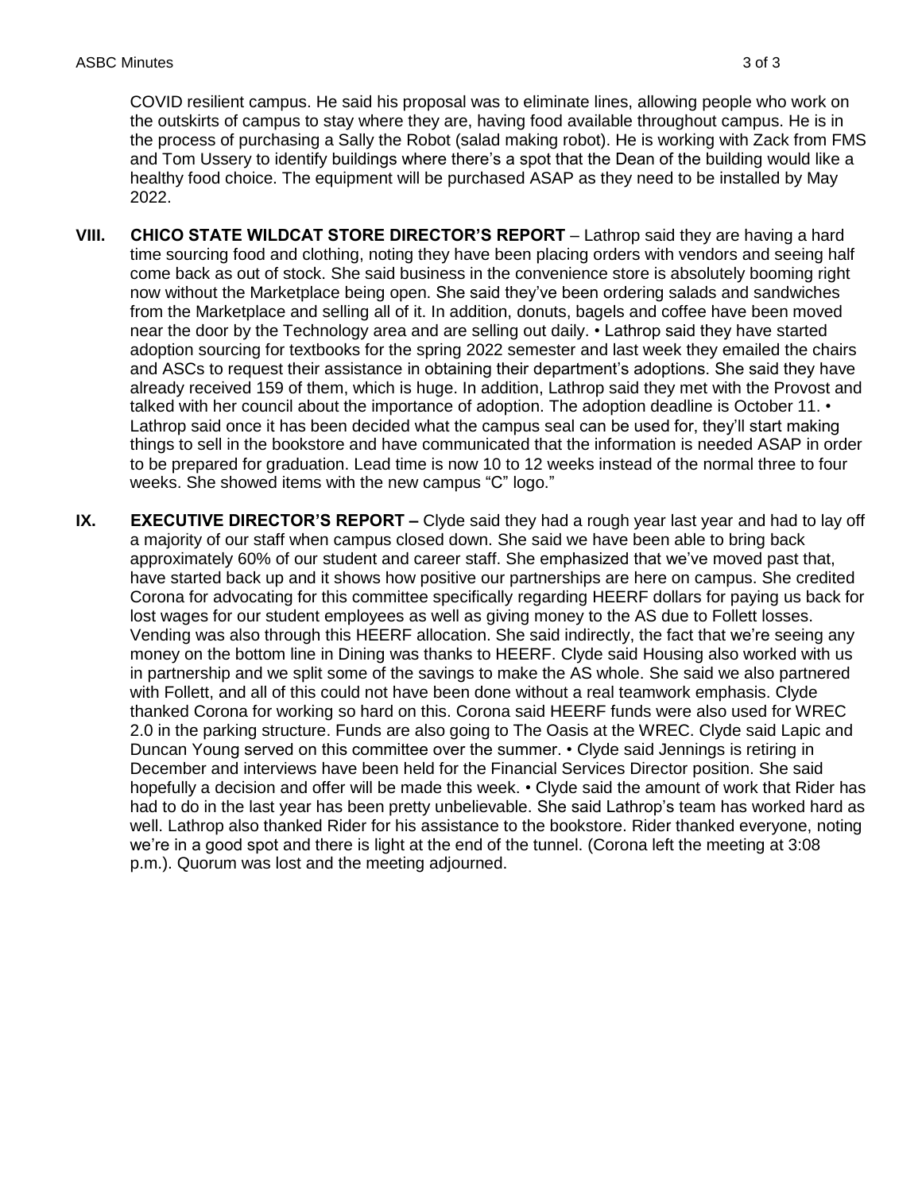COVID resilient campus. He said his proposal was to eliminate lines, allowing people who work on the outskirts of campus to stay where they are, having food available throughout campus. He is in the process of purchasing a Sally the Robot (salad making robot). He is working with Zack from FMS and Tom Ussery to identify buildings where there's a spot that the Dean of the building would like a healthy food choice. The equipment will be purchased ASAP as they need to be installed by May 2022.

**VIII. CHICO STATE WILDCAT STORE DIRECTOR'S REPORT** – Lathrop said they are having a hard time sourcing food and clothing, noting they have been placing orders with vendors and seeing half come back as out of stock. She said business in the convenience store is absolutely booming right now without the Marketplace being open. She said they've been ordering salads and sandwiches from the Marketplace and selling all of it. In addition, donuts, bagels and coffee have been moved near the door by the Technology area and are selling out daily. • Lathrop said they have started adoption sourcing for textbooks for the spring 2022 semester and last week they emailed the chairs and ASCs to request their assistance in obtaining their department's adoptions. She said they have already received 159 of them, which is huge. In addition, Lathrop said they met with the Provost and talked with her council about the importance of adoption. The adoption deadline is October 11. • Lathrop said once it has been decided what the campus seal can be used for, they'll start making things to sell in the bookstore and have communicated that the information is needed ASAP in order to be prepared for graduation. Lead time is now 10 to 12 weeks instead of the normal three to four weeks. She showed items with the new campus "C" logo."

**IX. EXECUTIVE DIRECTOR'S REPORT –** Clyde said they had a rough year last year and had to lay off a majority of our staff when campus closed down. She said we have been able to bring back approximately 60% of our student and career staff. She emphasized that we've moved past that, have started back up and it shows how positive our partnerships are here on campus. She credited Corona for advocating for this committee specifically regarding HEERF dollars for paying us back for lost wages for our student employees as well as giving money to the AS due to Follett losses. Vending was also through this HEERF allocation. She said indirectly, the fact that we're seeing any money on the bottom line in Dining was thanks to HEERF. Clyde said Housing also worked with us in partnership and we split some of the savings to make the AS whole. She said we also partnered with Follett, and all of this could not have been done without a real teamwork emphasis. Clyde thanked Corona for working so hard on this. Corona said HEERF funds were also used for WREC 2.0 in the parking structure. Funds are also going to The Oasis at the WREC. Clyde said Lapic and Duncan Young served on this committee over the summer. • Clyde said Jennings is retiring in December and interviews have been held for the Financial Services Director position. She said hopefully a decision and offer will be made this week. • Clyde said the amount of work that Rider has had to do in the last year has been pretty unbelievable. She said Lathrop's team has worked hard as well. Lathrop also thanked Rider for his assistance to the bookstore. Rider thanked everyone, noting we're in a good spot and there is light at the end of the tunnel. (Corona left the meeting at 3:08 p.m.). Quorum was lost and the meeting adjourned.